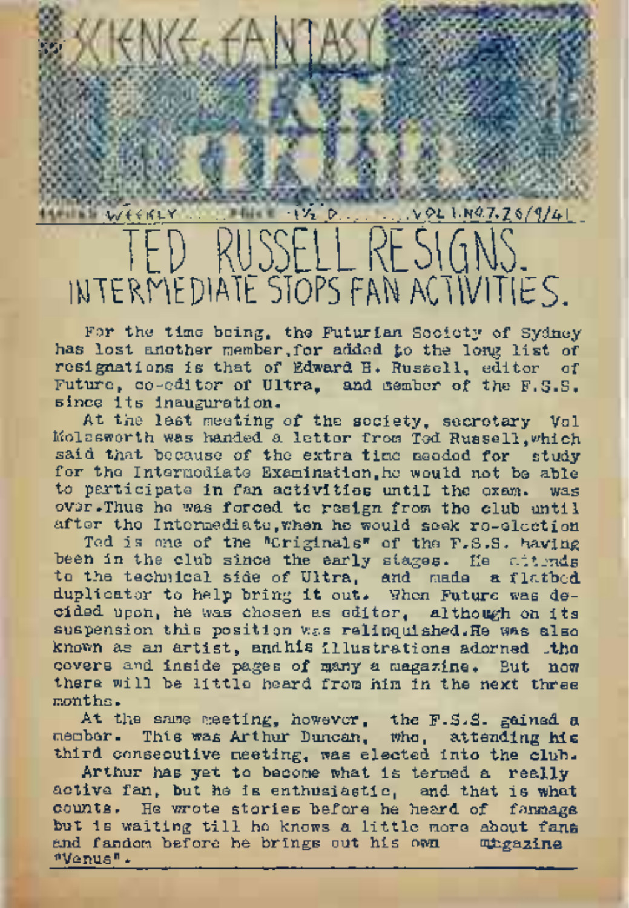# SCIENCE-FANTASY FAN DRIFT

ISSUED WEEKLY ... PRICE 1½ D. ... VOL 1.NO7.26/9/41

# TED RUSSELL RESIGNS.
## INTERMEDIATE STOPS FAN ACTIVITIES.

For the time being, the Futurian Society of Sydney has lost another member, for added to the long list of resignations is that of Edward B. Russell, editor of Future, co-editor of Ultra, and member of the F.S.S. since its inauguration.

At the last meeting of the society, secretary Vol Molesworth was handed a letter from Ted Russell, which said that because of the extra time needed for study for the Intermediate Examination, he would not be able to participate in fan activities until the exam. was over. Thus he was forced to resign from the club until after the Intermediate, when he would seek re-election

Ted is one of the "Originals" of the F.S.S. having been in the club since the early stages. He attends to the technical side of Ultra, and made a flatbed duplicator to help bring it out. When Future was decided upon, he was chosen as editor, although on its suspension this position was relinquished. He was also known as an artist, and his illustrations adorned the covers and inside pages of many a magazine. But now there will be little heard from him in the next three months.

At the same meeting, however, the F.S.S. gained a member. This was Arthur Duncan, who, attending his third consecutive meeting, was elected into the club.

Arthur has yet to become what is termed a really active fan, but he is enthusiastic, and that is what counts. He wrote stories before he heard of fanmags but is waiting till he knows a little more about fans and fandom before he brings out his own magazine "Venus".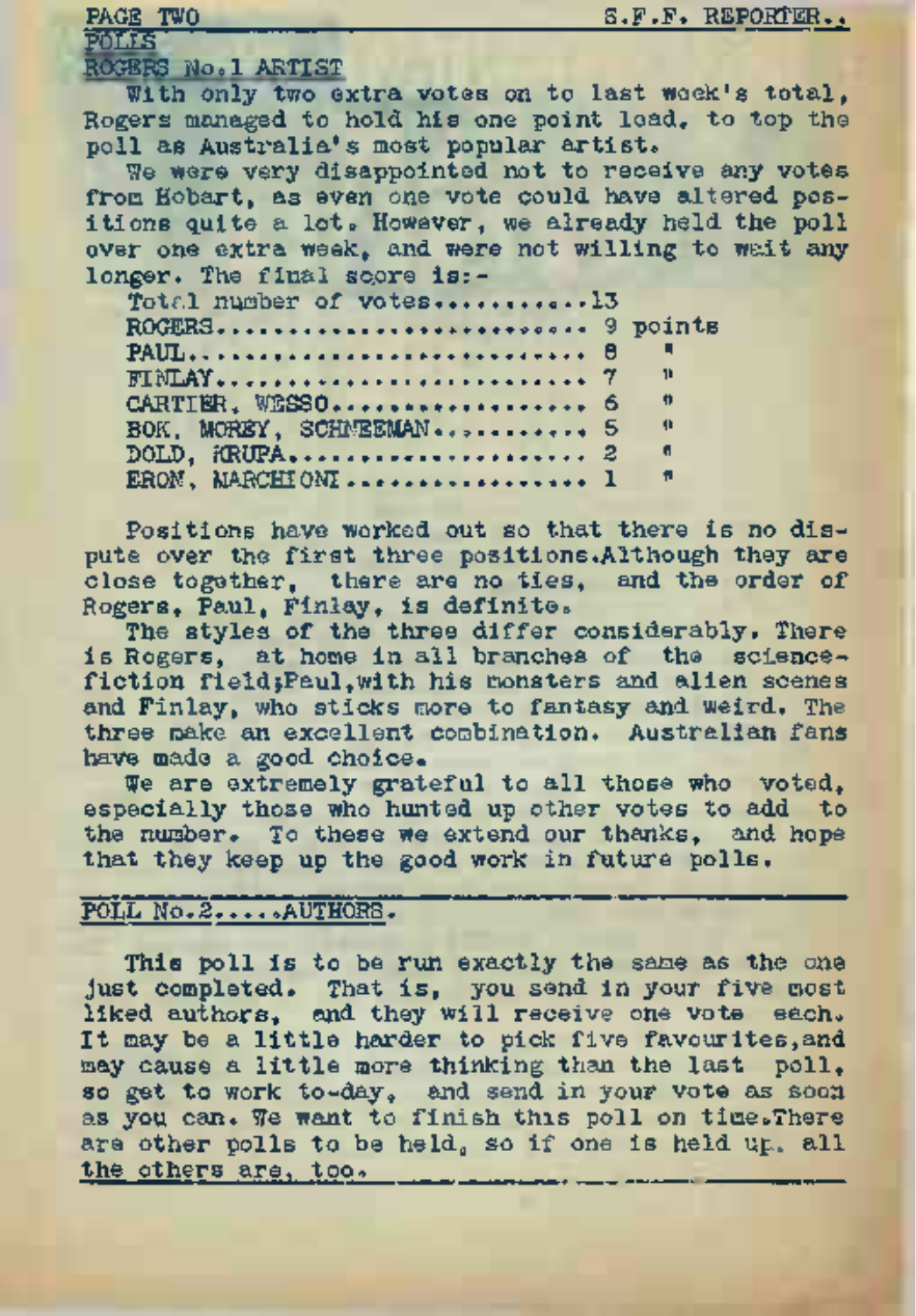## POLLS

### ROGERS No.1 ARTIST

With only two extra votes on to last week's total, Rogers managed to hold his one point lead, to top the poll as Australia's most popular artist.

We were very disappointed not to receive any votes from Hobart, as even one vote could have altered positions quite a lot. However, we already held the poll over one extra week, and were not willing to wait any longer. The final score is:-

Total number of votes............13

| | |
|---|---|
| ROGERS........................ | 9 points |
| PAUL.......................... | 8 " |
| FINLAY........................ | 7 " |
| CARTIER, WESSO................ | 6 " |
| BOK, MOREY, SCHNEEMAN......... | 5 " |
| DOLD, KRUPA................... | 2 " |
| ERON, MARCHIONI............... | 1 " |

Positions have worked out so that there is no dispute over the first three positions. Although they are close together, there are no ties, and the order of Rogers, Paul, Finlay, is definite.

The styles of the three differ considerably. There is Rogers, at home in all branches of the science-fiction field; Paul, with his monsters and alien scenes and Finlay, who sticks more to fantasy and weird. The three make an excellent combination. Australian fans have made a good choice.

We are extremely grateful to all those who voted, especially those who hunted up other votes to add to the number. To these we extend our thanks, and hope that they keep up the good work in future polls.

---

### POLL No.2.....AUTHORS.

This poll is to be run exactly the same as the one just completed. That is, you send in your five most liked authors, and they will receive one vote each. It may be a little harder to pick five favourites, and may cause a little more thinking than the last poll, so get to work to-day, and send in your vote as soon as you can. We want to finish this poll on time. There are other polls to be held, so if one is held up, all the others are, too.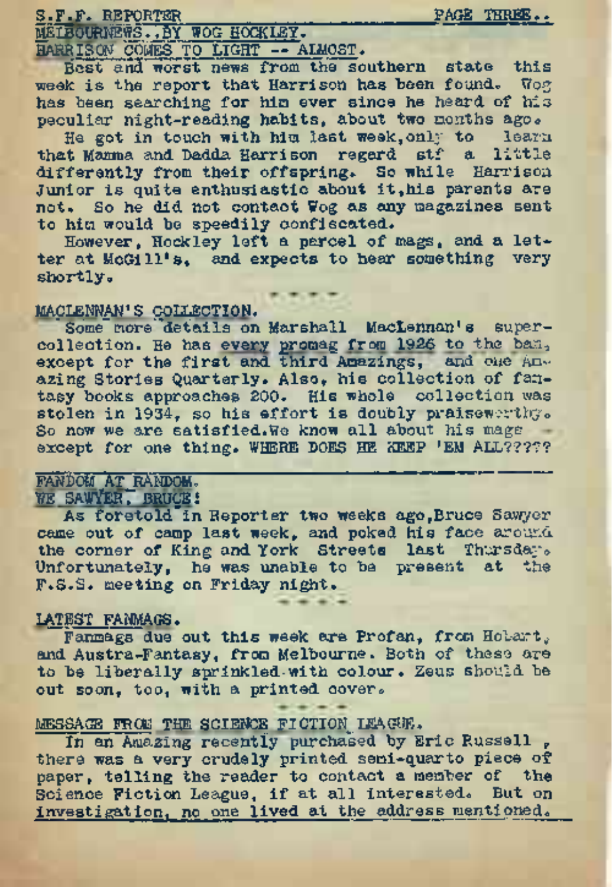## MELBOURNEWS.. BY WOG HOCKLEY.

### HARRISON COMES TO LIGHT -- ALMOST.

Best and worst news from the southern state this week is the report that Harrison has been found. Wog has been searching for him ever since he heard of his peculiar night-reading habits, about two months ago.

He got in touch with him last week, only to learn that Mamma and Dadda Harrison regard stf a little differently from their offspring. So while Harrison Junior is quite enthusiastic about it, his parents are not. So he did not contact Wog as any magazines sent to him would be speedily confiscated.

However, Hockley left a parcel of mags, and a letter at McGill's, and expects to hear something very shortly.

- - - -

### MACLENNAN'S COLLECTION.

Some more details on Marshall MacLennan's super-collection. He has every promag from 1926 to the ban, except for the first and third Amazings, and one Amazing Stories Quarterly. Also, his collection of fantasy books approaches 200. His whole collection was stolen in 1934, so his effort is doubly praiseworthy. So now we are satisfied. We know all about his mags - except for one thing. WHERE DOES HE KEEP 'EM ALL?????

---

## FANDOM AT RANDOM.

### WE SAWYER, BRUCE!

As foretold in Reporter two weeks ago, Bruce Sawyer came out of camp last week, and poked his face around the corner of King and York Streets last Thursday. Unfortunately, he was unable to be present at the F.S.S. meeting on Friday night.

- - - -

### LATEST FANMAGS.

Fanmags due out this week are Profan, from Hobart, and Austra-Fantasy, from Melbourne. Both of these are to be liberally sprinkled with colour. Zeus should be out soon, too, with a printed cover.

- - - -

### MESSAGE FROM THE SCIENCE FICTION LEAGUE.

In an Amazing recently purchased by Eric Russell, there was a very crudely printed semi-quarto piece of paper, telling the reader to contact a member of the Science Fiction League, if at all interested. But on investigation, no one lived at the address mentioned.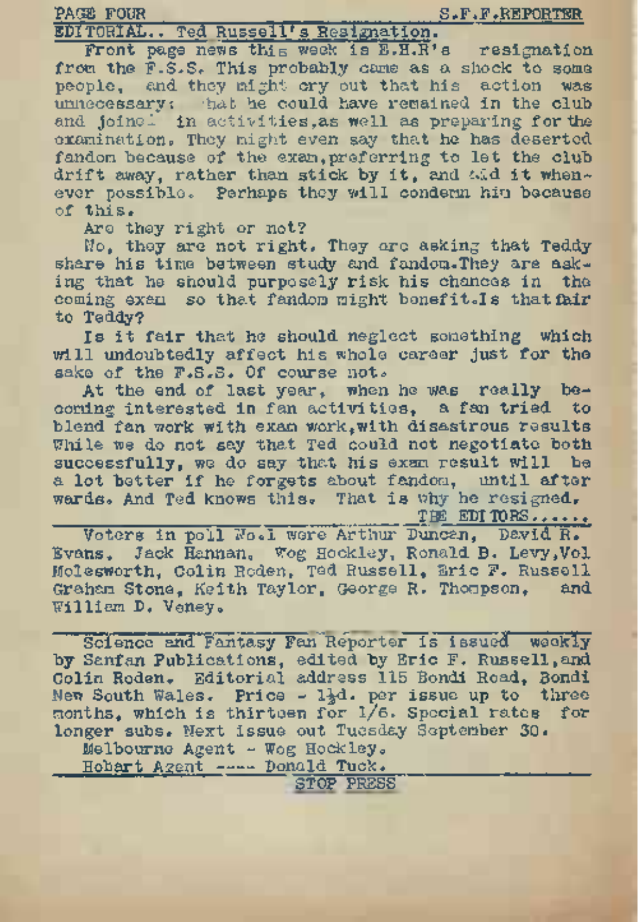## EDITORIAL.. Ted Russell's Resignation.

Front page news this week is E.H.R's resignation from the F.S.S. This probably came as a shock to some people, and they might cry out that his action was unnecessary; that he could have remained in the club and joined in activities, as well as preparing for the examination. They might even say that he has deserted fandom because of the exam, preferring to let the club drift away, rather than stick by it, and aid it whenever possible. Perhaps they will condemn him because of this.

Are they right or not?

No, they are not right. They are asking that Teddy share his time between study and fandom. They are asking that he should purposely risk his chances in the coming exam so that fandom might benefit. Is that fair to Teddy?

Is it fair that he should neglect something which will undoubtedly affect his whole career just for the sake of the F.S.S. Of course not.

At the end of last year, when he was really becoming interested in fan activities, a fan tried to blend fan work with exam work, with disastrous results While we do not say that Ted could not negotiate both successfully, we do say that his exam result will be a lot better if he forgets about fandom, until afterwards. And Ted knows this. That is why he resigned.

THE EDITORS......

---

Voters in poll No.1 were Arthur Duncan, David R. Evans, Jack Hannan, Wog Hockley, Ronald B. Levy, Vol Molesworth, Colin Roden, Ted Russell, Eric F. Russell Graham Stone, Keith Taylor, George R. Thompson, and William D. Veney.

---

Science and Fantasy Fan Reporter is issued weekly by Sanfan Publications, edited by Eric F. Russell, and Colin Roden. Editorial address 115 Bondi Road, Bondi New South Wales. Price - 1½d. per issue up to three months, which is thirteen for 1/6. Special rates for longer subs. Next issue out Tuesday September 30.

Melbourne Agent - Wog Hockley.

Hobart Agent ---- Donald Tuck.

STOP PRESS